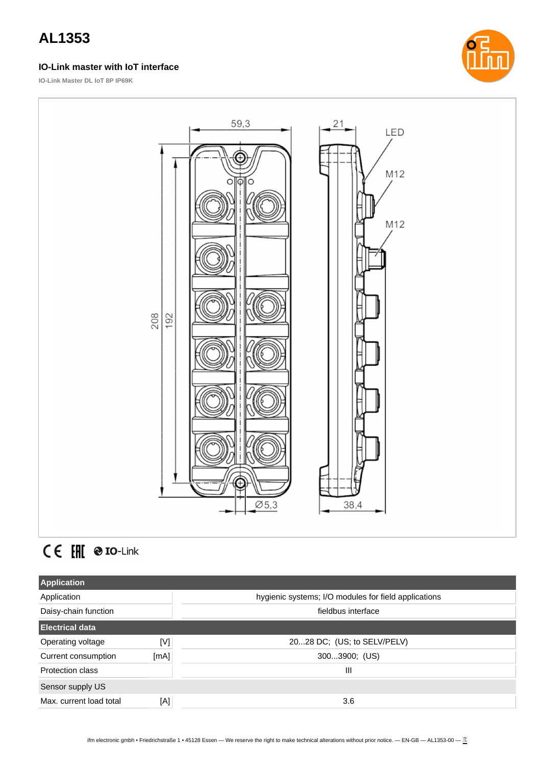# AL1353

### IO-Link master with IoT interface

**IO-Link Master DL IoT 8P IP69K**

| Application | | |
|---|---|---|
| Application | | hygienic systems; I/O modules for field applications |
| Daisy-chain function | | fieldbus interface |
| **Electrical data** | | |
| Operating voltage | [V] | 20...28 DC; (US; to SELV/PELV) |
| Current consumption | [mA] | 300...3900; (US) |
| Protection class | | III |
| Sensor supply US | | |
| Max. current load total | [A] | 3.6 |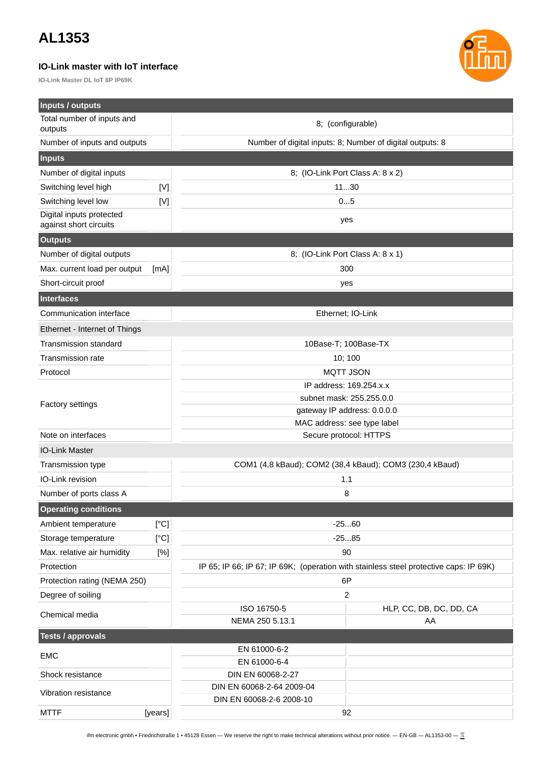# AL1353

### IO-Link master with IoT interface

IO-Link Master DL IoT 8P IP69K

| Inputs / outputs | | |
|---|---|---|
| Total number of inputs and outputs | 8; (configurable) | |
| Number of inputs and outputs | Number of digital inputs: 8; Number of digital outputs: 8 | |
| **Inputs** | | |
| Number of digital inputs | 8; (IO-Link Port Class A: 8 x 2) | |
| Switching level high [V] | 11...30 | |
| Switching level low [V] | 0...5 | |
| Digital inputs protected against short circuits | yes | |
| **Outputs** | | |
| Number of digital outputs | 8; (IO-Link Port Class A: 8 x 1) | |
| Max. current load per output [mA] | 300 | |
| Short-circuit proof | yes | |
| **Interfaces** | | |
| Communication interface | Ethernet; IO-Link | |
| Ethernet - Internet of Things | | |
| Transmission standard | 10Base-T; 100Base-TX | |
| Transmission rate | 10; 100 | |
| Protocol | MQTT JSON | |
| Factory settings | IP address: 169.254.x.x | |
| | subnet mask: 255.255.0.0 | |
| | gateway IP address: 0.0.0.0 | |
| | MAC address: see type label | |
| Note on interfaces | Secure protocol: HTTPS | |
| IO-Link Master | | |
| Transmission type | COM1 (4,8 kBaud); COM2 (38,4 kBaud); COM3 (230,4 kBaud) | |
| IO-Link revision | 1.1 | |
| Number of ports class A | 8 | |
| **Operating conditions** | | |
| Ambient temperature [°C] | -25...60 | |
| Storage temperature [°C] | -25...85 | |
| Max. relative air humidity [%] | 90 | |
| Protection | IP 65; IP 66; IP 67; IP 69K; (operation with stainless steel protective caps: IP 69K) | |
| Protection rating (NEMA 250) | 6P | |
| Degree of soiling | 2 | |
| Chemical media | ISO 16750-5 | HLP, CC, DB, DC, DD, CA |
| | NEMA 250 5.13.1 | AA |
| **Tests / approvals** | | |
| EMC | EN 61000-6-2 | |
| | EN 61000-6-4 | |
| Shock resistance | DIN EN 60068-2-27 | |
| Vibration resistance | DIN EN 60068-2-64 2009-04 | |
| | DIN EN 60068-2-6 2008-10 | |
| MTTF [years] | 92 | |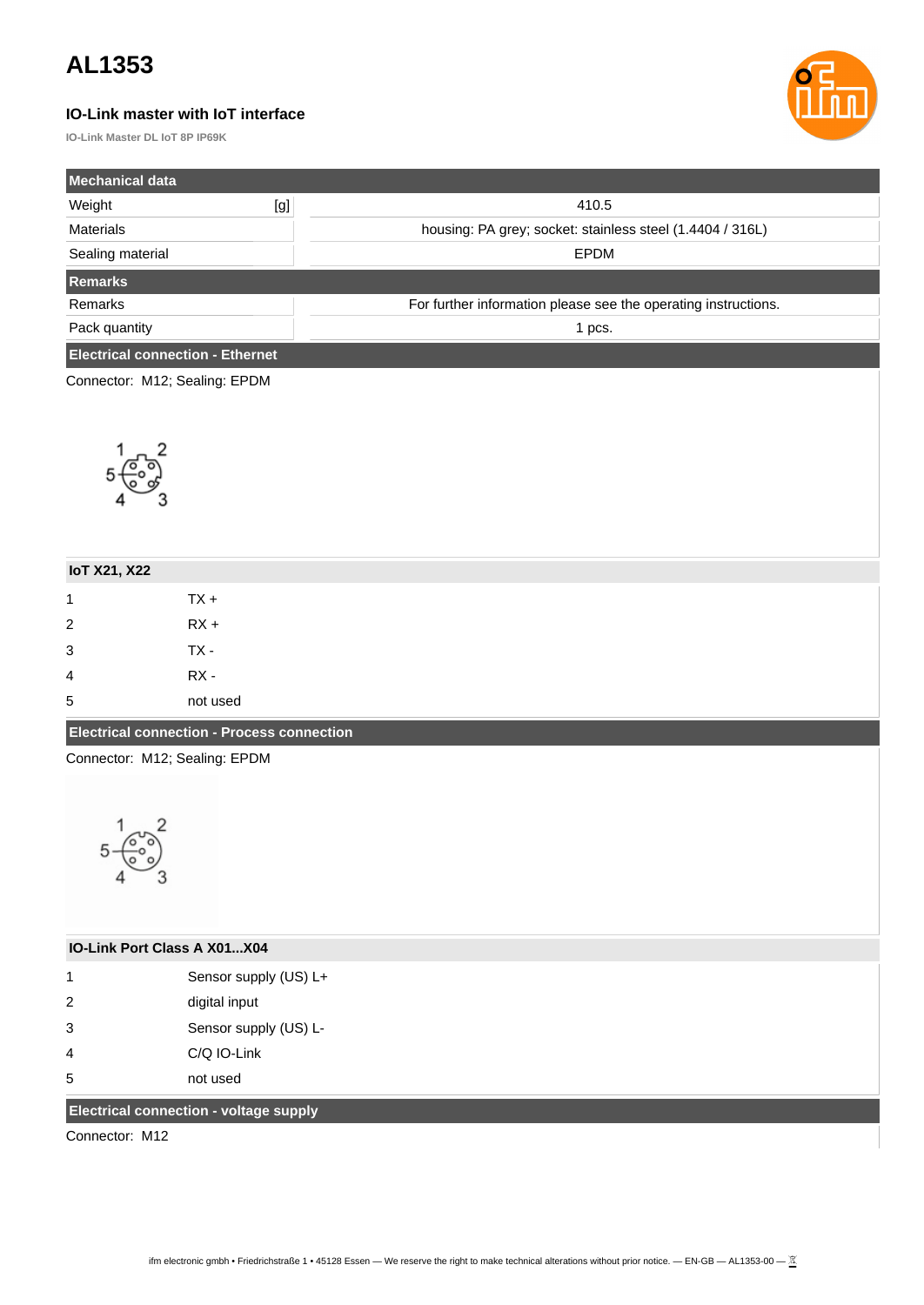# AL1353

### IO-Link master with IoT interface

IO-Link Master DL IoT 8P IP69K

| Mechanical data | | |
|---|---|---|
| Weight | [g] | 410.5 |
| Materials | | housing: PA grey; socket: stainless steel (1.4404 / 316L) |
| Sealing material | | EPDM |

| Remarks | |
|---|---|
| Remarks | For further information please see the operating instructions. |
| Pack quantity | 1 pcs. |

**Electrical connection - Ethernet**

Connector: M12; Sealing: EPDM

| IoT X21, X22 | |
|---|---|
| 1 | TX + |
| 2 | RX + |
| 3 | TX - |
| 4 | RX - |
| 5 | not used |

**Electrical connection - Process connection**

Connector: M12; Sealing: EPDM

| IO-Link Port Class A X01...X04 | |
|---|---|
| 1 | Sensor supply (US) L+ |
| 2 | digital input |
| 3 | Sensor supply (US) L- |
| 4 | C/Q IO-Link |
| 5 | not used |

**Electrical connection - voltage supply**

Connector: M12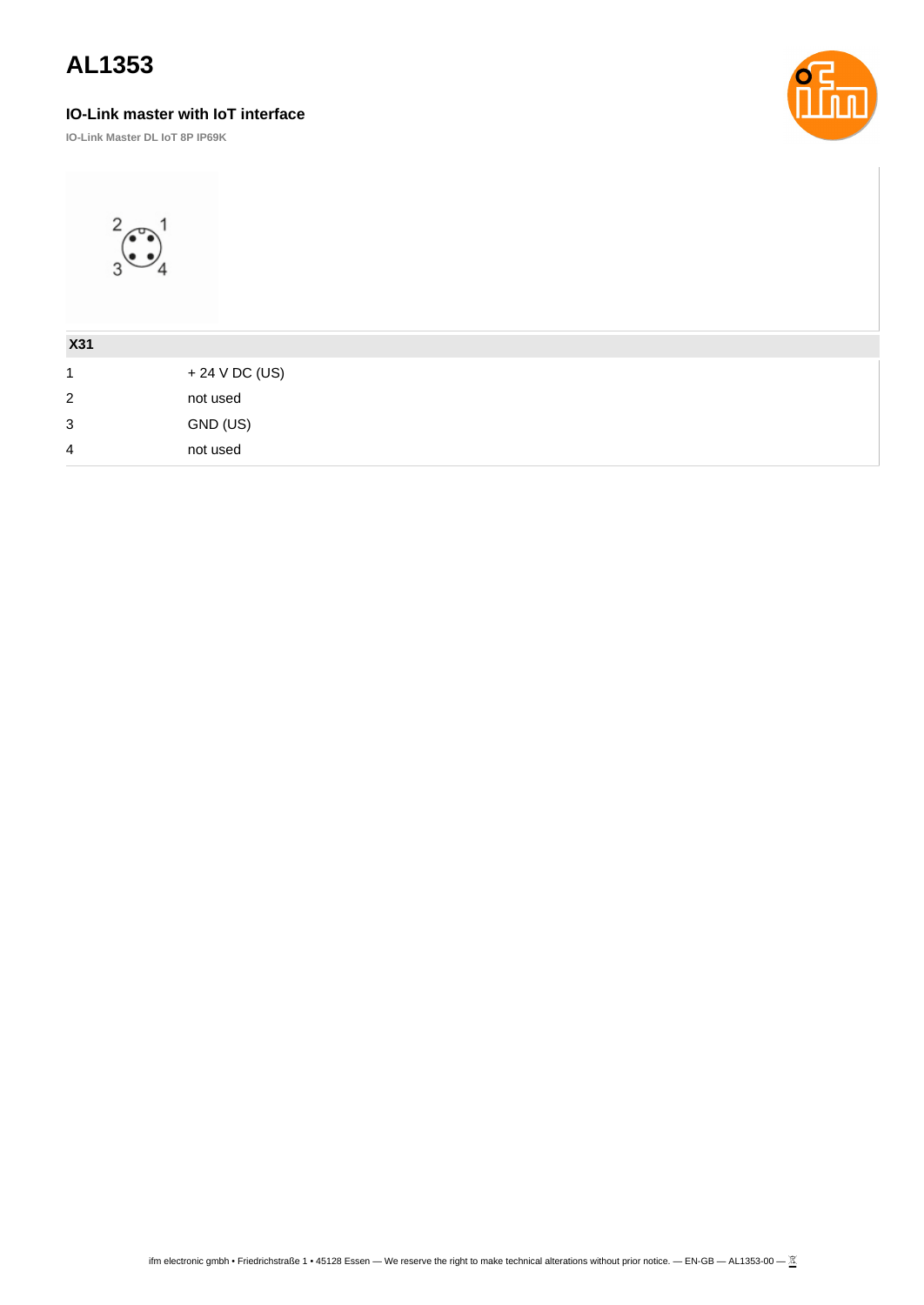# AL1353

### IO-Link master with IoT interface

IO-Link Master DL IoT 8P IP69K

2 1
3 4

| X31 | |
|---|---|
| 1 | + 24 V DC (US) |
| 2 | not used |
| 3 | GND (US) |
| 4 | not used |